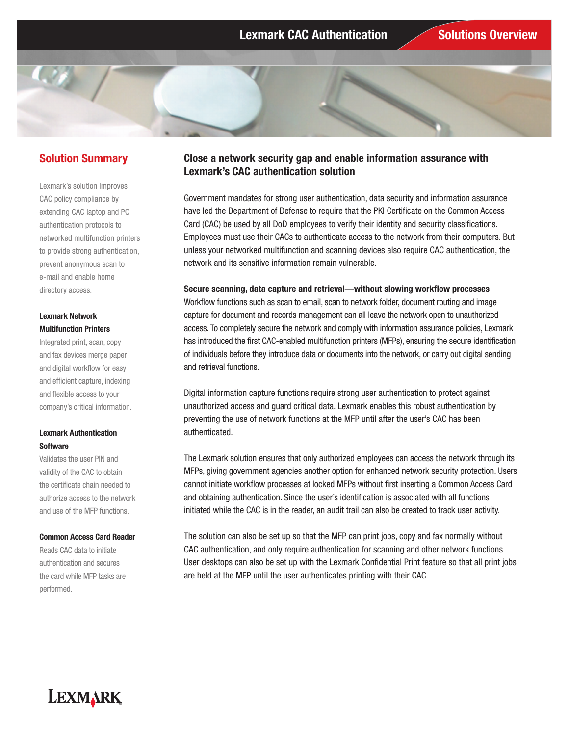# Lexmark CAC Authentication

Solutions Overview

## Solution Summary

Lexmark's solution improves CAC policy compliance by extending CAC laptop and PC authentication protocols to networked multifunction printers to provide strong authentication, prevent anonymous scan to e-mail and enable home directory access.

**Lexmark Network Multifunction Printers**

Integrated print, scan, copy and fax devices merge paper and digital workflow for easy and efficient capture, indexing and flexible access to your company's critical information.

**Lexmark Authentication Software**

Validates the user PIN and validity of the CAC to obtain the certificate chain needed to authorize access to the network and use of the MFP functions.

**Common Access Card Reader**

Reads CAC data to initiate authentication and secures the card while MFP tasks are performed.

## Close a network security gap and enable information assurance with Lexmark's CAC authentication solution

Government mandates for strong user authentication, data security and information assurance have led the Department of Defense to require that the PKI Certificate on the Common Access Card (CAC) be used by all DoD employees to verify their identity and security classifications. Employees must use their CACs to authenticate access to the network from their computers. But unless your networked multifunction and scanning devices also require CAC authentication, the network and its sensitive information remain vulnerable.

**Secure scanning, data capture and retrieval—without slowing workflow processes**

Workflow functions such as scan to email, scan to network folder, document routing and image capture for document and records management can all leave the network open to unauthorized access. To completely secure the network and comply with information assurance policies, Lexmark has introduced the first CAC-enabled multifunction printers (MFPs), ensuring the secure identification of individuals before they introduce data or documents into the network, or carry out digital sending and retrieval functions.

Digital information capture functions require strong user authentication to protect against unauthorized access and guard critical data. Lexmark enables this robust authentication by preventing the use of network functions at the MFP until after the user's CAC has been authenticated.

The Lexmark solution ensures that only authorized employees can access the network through its MFPs, giving government agencies another option for enhanced network security protection. Users cannot initiate workflow processes at locked MFPs without first inserting a Common Access Card and obtaining authentication. Since the user's identification is associated with all functions initiated while the CAC is in the reader, an audit trail can also be created to track user activity.

The solution can also be set up so that the MFP can print jobs, copy and fax normally without CAC authentication, and only require authentication for scanning and other network functions. User desktops can also be set up with the Lexmark Confidential Print feature so that all print jobs are held at the MFP until the user authenticates printing with their CAC.

LEXMARK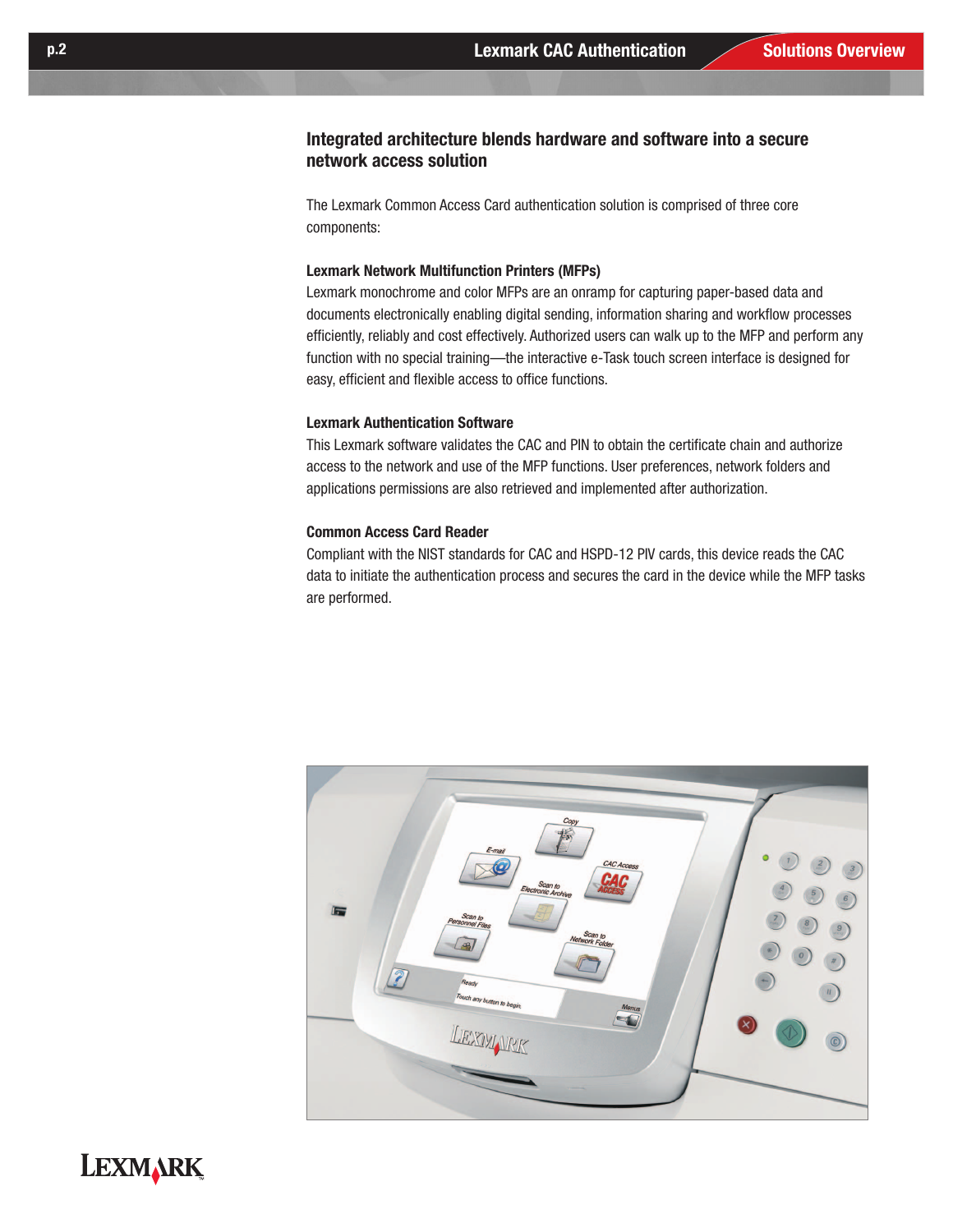## Integrated architecture blends hardware and software into a secure network access solution

The Lexmark Common Access Card authentication solution is comprised of three core components:

### Lexmark Network Multifunction Printers (MFPs)

Lexmark monochrome and color MFPs are an onramp for capturing paper-based data and documents electronically enabling digital sending, information sharing and workflow processes efficiently, reliably and cost effectively. Authorized users can walk up to the MFP and perform any function with no special training—the interactive e-Task touch screen interface is designed for easy, efficient and flexible access to office functions.

### Lexmark Authentication Software

This Lexmark software validates the CAC and PIN to obtain the certificate chain and authorize access to the network and use of the MFP functions. User preferences, network folders and applications permissions are also retrieved and implemented after authorization.

### Common Access Card Reader

Compliant with the NIST standards for CAC and HSPD-12 PIV cards, this device reads the CAC data to initiate the authentication process and secures the card in the device while the MFP tasks are performed.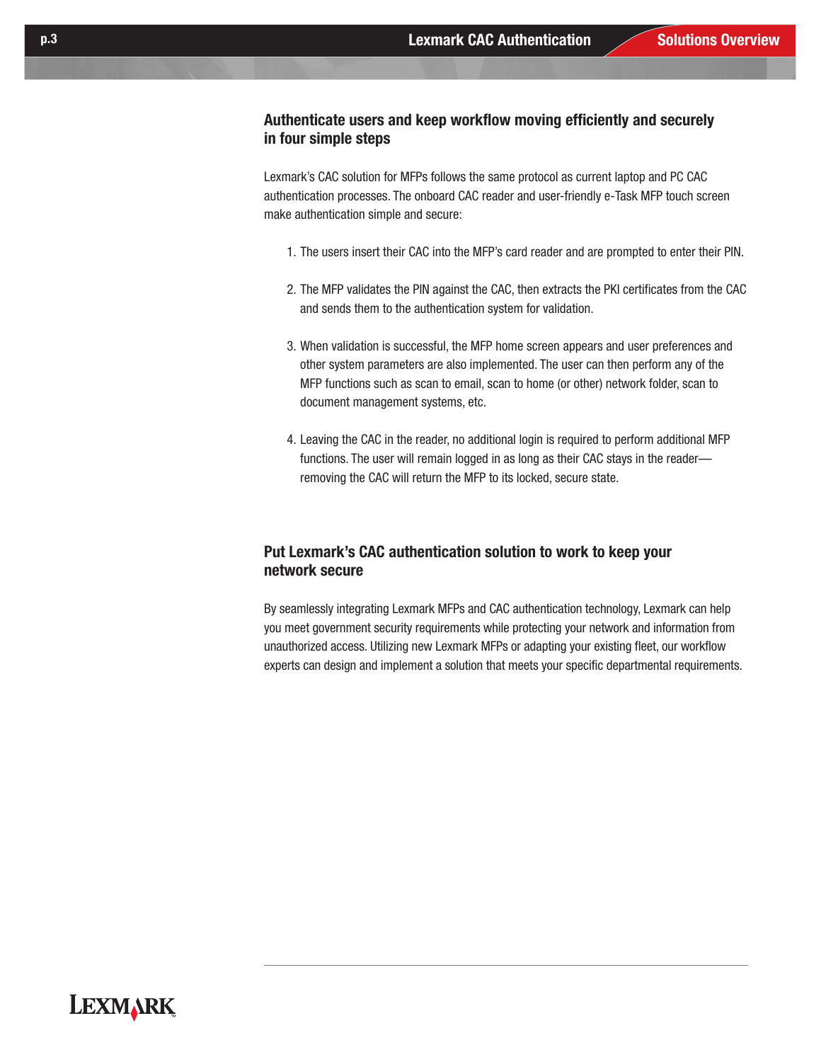## Authenticate users and keep workflow moving efficiently and securely in four simple steps

Lexmark's CAC solution for MFPs follows the same protocol as current laptop and PC CAC authentication processes. The onboard CAC reader and user-friendly e-Task MFP touch screen make authentication simple and secure:

1. The users insert their CAC into the MFP's card reader and are prompted to enter their PIN.
2. The MFP validates the PIN against the CAC, then extracts the PKI certificates from the CAC and sends them to the authentication system for validation.
3. When validation is successful, the MFP home screen appears and user preferences and other system parameters are also implemented. The user can then perform any of the MFP functions such as scan to email, scan to home (or other) network folder, scan to document management systems, etc.
4. Leaving the CAC in the reader, no additional login is required to perform additional MFP functions. The user will remain logged in as long as their CAC stays in the reader—removing the CAC will return the MFP to its locked, secure state.

## Put Lexmark's CAC authentication solution to work to keep your network secure

By seamlessly integrating Lexmark MFPs and CAC authentication technology, Lexmark can help you meet government security requirements while protecting your network and information from unauthorized access. Utilizing new Lexmark MFPs or adapting your existing fleet, our workflow experts can design and implement a solution that meets your specific departmental requirements.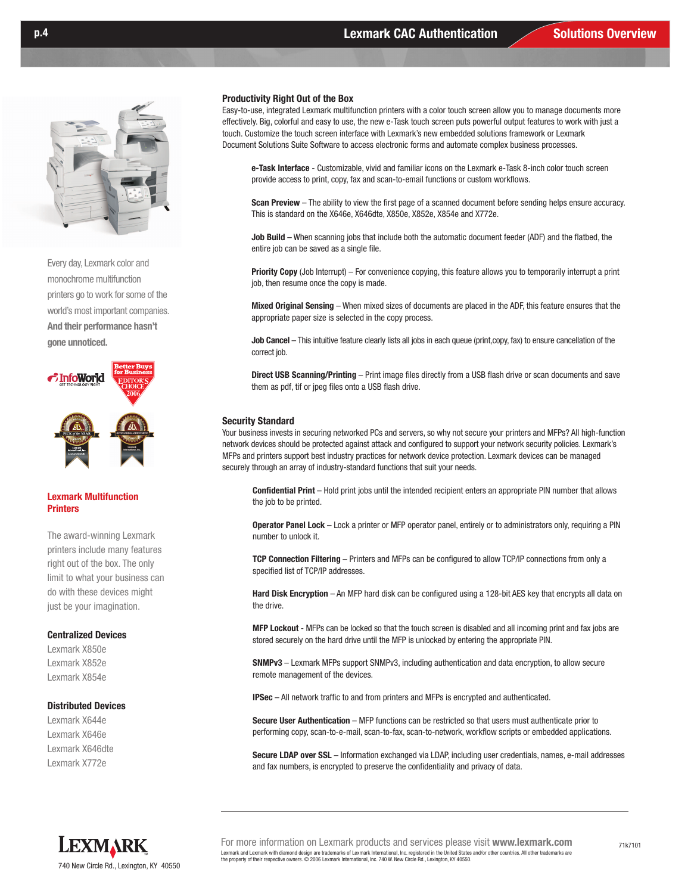Every day, Lexmark color and monochrome multifunction printers go to work for some of the world's most important companies. **And their performance hasn't gone unnoticed.**

## Lexmark Multifunction Printers

The award-winning Lexmark printers include many features right out of the box. The only limit to what your business can do with these devices might just be your imagination.

### Centralized Devices

Lexmark X850e
Lexmark X852e
Lexmark X854e

### Distributed Devices

Lexmark X644e
Lexmark X646e
Lexmark X646dte
Lexmark X772e

## Productivity Right Out of the Box

Easy-to-use, integrated Lexmark multifunction printers with a color touch screen allow you to manage documents more effectively. Big, colorful and easy to use, the new e-Task touch screen puts powerful output features to work with just a touch. Customize the touch screen interface with Lexmark's new embedded solutions framework or Lexmark Document Solutions Suite Software to access electronic forms and automate complex business processes.

**e-Task Interface** - Customizable, vivid and familiar icons on the Lexmark e-Task 8-inch color touch screen provide access to print, copy, fax and scan-to-email functions or custom workflows.

**Scan Preview** – The ability to view the first page of a scanned document before sending helps ensure accuracy. This is standard on the X646e, X646dte, X850e, X852e, X854e and X772e.

**Job Build** – When scanning jobs that include both the automatic document feeder (ADF) and the flatbed, the entire job can be saved as a single file.

**Priority Copy** (Job Interrupt) – For convenience copying, this feature allows you to temporarily interrupt a print job, then resume once the copy is made.

**Mixed Original Sensing** – When mixed sizes of documents are placed in the ADF, this feature ensures that the appropriate paper size is selected in the copy process.

**Job Cancel** – This intuitive feature clearly lists all jobs in each queue (print,copy, fax) to ensure cancellation of the correct job.

**Direct USB Scanning/Printing** – Print image files directly from a USB flash drive or scan documents and save them as pdf, tif or jpeg files onto a USB flash drive.

## Security Standard

Your business invests in securing networked PCs and servers, so why not secure your printers and MFPs? All high-function network devices should be protected against attack and configured to support your network security policies. Lexmark's MFPs and printers support best industry practices for network device protection. Lexmark devices can be managed securely through an array of industry-standard functions that suit your needs.

**Confidential Print** – Hold print jobs until the intended recipient enters an appropriate PIN number that allows the job to be printed.

**Operator Panel Lock** – Lock a printer or MFP operator panel, entirely or to administrators only, requiring a PIN number to unlock it.

**TCP Connection Filtering** – Printers and MFPs can be configured to allow TCP/IP connections from only a specified list of TCP/IP addresses.

**Hard Disk Encryption** – An MFP hard disk can be configured using a 128-bit AES key that encrypts all data on the drive.

**MFP Lockout** - MFPs can be locked so that the touch screen is disabled and all incoming print and fax jobs are stored securely on the hard drive until the MFP is unlocked by entering the appropriate PIN.

**SNMPv3** – Lexmark MFPs support SNMPv3, including authentication and data encryption, to allow secure remote management of the devices.

**IPSec** – All network traffic to and from printers and MFPs is encrypted and authenticated.

**Secure User Authentication** – MFP functions can be restricted so that users must authenticate prior to performing copy, scan-to-e-mail, scan-to-fax, scan-to-network, workflow scripts or embedded applications.

**Secure LDAP over SSL** – Information exchanged via LDAP, including user credentials, names, e-mail addresses and fax numbers, is encrypted to preserve the confidentiality and privacy of data.

740 New Circle Rd., Lexington, KY 40550

For more information on Lexmark products and services please visit **www.lexmark.com**

Lexmark and Lexmark with diamond design are trademarks of Lexmark International, Inc. registered in the United States and/or other countries. All other trademarks are the property of their respective owners. © 2006 Lexmark International, Inc. 740 W. New Circle Rd., Lexington, KY 40550.

71k7101